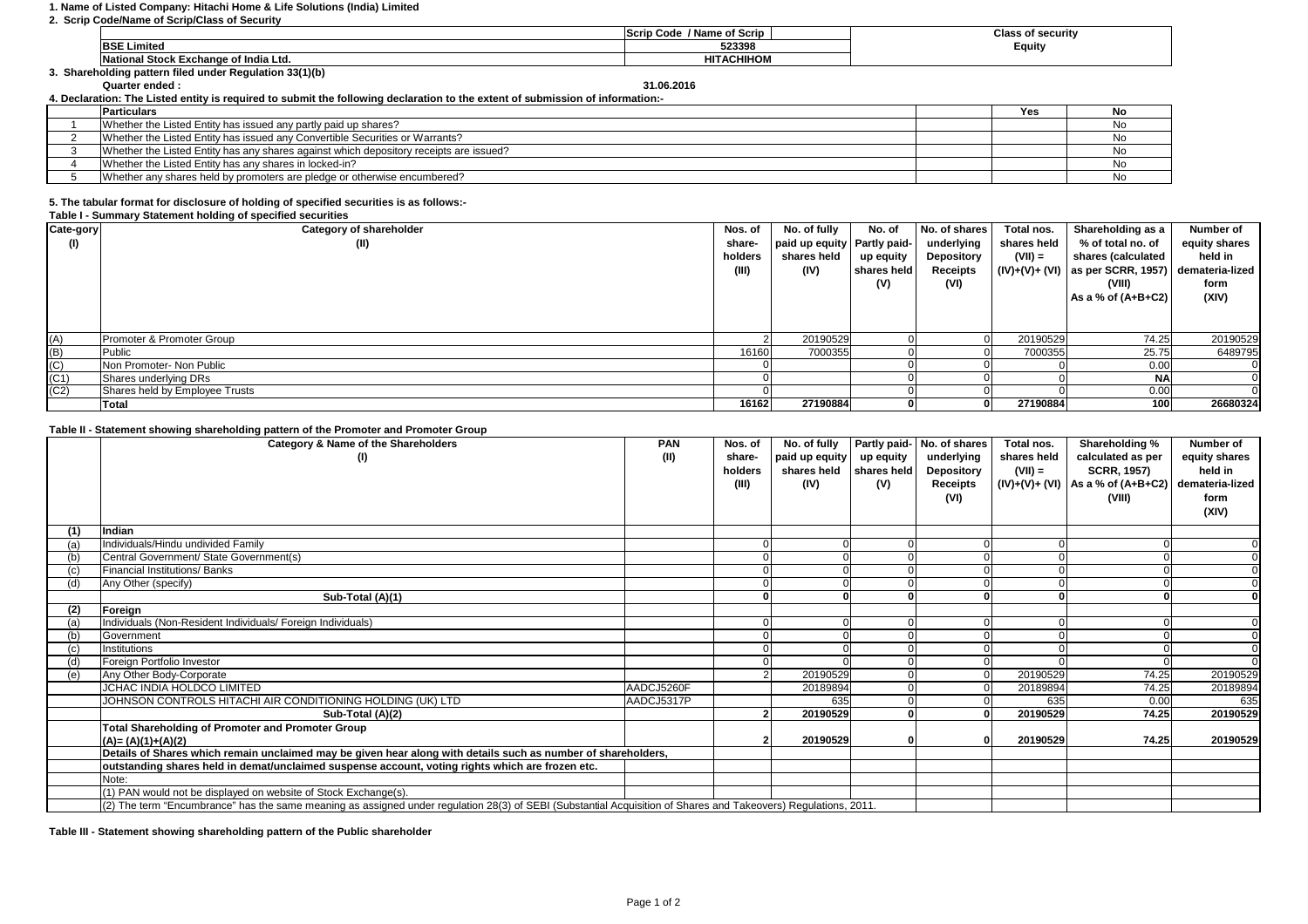1. **Name of Listed Company: Hitachi Home & Life Solutions (India) Limited**

2. **Scrip Code/Name of Scrip/Class of Security**

| | Scrip Code / Name of Scrip | Class of security |
|---|---|---|
| BSE Limited | 523398 | Equity |
| National Stock Exchange of India Ltd. | HITACHIHOM | |

3. **Shareholding pattern filed under Regulation 33(1)(b)**

**Quarter ended :** 31.06.2016

4. **Declaration: The Listed entity is required to submit the following declaration to the extent of submission of information:-**

| | Particulars | | Yes | No |
|---|---|---|---|---|
| 1 | Whether the Listed Entity has issued any partly paid up shares? | | | No |
| 2 | Whether the Listed Entity has issued any Convertible Securities or Warrants? | | | No |
| 3 | Whether the Listed Entity has any shares against which depository receipts are issued? | | | No |
| 4 | Whether the Listed Entity has any shares in locked-in? | | | No |
| 5 | Whether any shares held by promoters are pledge or otherwise encumbered? | | | No |

5. **The tabular format for disclosure of holding of specified securities is as follows:-**

**Table I - Summary Statement holding of specified securities**

| Cate-gory (I) | Category of shareholder (II) | Nos. of share-holders (III) | No. of fully paid up equity shares held (IV) | No. of Partly paid-up equity shares held (V) | No. of shares underlying Depository Receipts (VI) | Total nos. shares held (VII) = (IV)+(V)+ (VI) | Shareholding as a % of total no. of shares (calculated as per SCRR, 1957) (VIII) As a % of (A+B+C2) | Number of equity shares held in demateria-lized form (XIV) |
|---|---|---|---|---|---|---|---|---|
| (A) | Promoter & Promoter Group | 2 | 20190529 | 0 | 0 | 20190529 | 74.25 | 20190529 |
| (B) | Public | 16160 | 7000355 | 0 | 0 | 7000355 | 25.75 | 6489795 |
| (C) | Non Promoter- Non Public | 0 | | 0 | 0 | 0 | 0.00 | 0 |
| (C1) | Shares underlying DRs | 0 | | 0 | 0 | 0 | NA | 0 |
| (C2) | Shares held by Employee Trusts | 0 | | 0 | 0 | 0 | 0.00 | 0 |
| | **Total** | **16162** | **27190884** | **0** | **0** | **27190884** | **100** | **26680324** |

**Table II - Statement showing shareholding pattern of the Promoter and Promoter Group**

| | Category & Name of the Shareholders (I) | PAN (II) | Nos. of share-holders (III) | No. of fully paid up equity shares held (IV) | Partly paid-up equity shares held (V) | No. of shares underlying Depository Receipts (VI) | Total nos. shares held (VII) = (IV)+(V)+ (VI) | Shareholding % calculated as per SCRR, 1957) As a % of (A+B+C2) (VIII) | Number of equity shares held in demateria-lized form (XIV) |
|---|---|---|---|---|---|---|---|---|---|
| **(1)** | **Indian** | | | | | | | | |
| (a) | Individuals/Hindu undivided Family | | 0 | 0 | 0 | 0 | 0 | 0 | 0 |
| (b) | Central Government/ State Government(s) | | 0 | 0 | 0 | 0 | 0 | 0 | 0 |
| (c) | Financial Institutions/ Banks | | 0 | 0 | 0 | 0 | 0 | 0 | 0 |
| (d) | Any Other (specify) | | 0 | 0 | 0 | 0 | 0 | 0 | 0 |
| | **Sub-Total (A)(1)** | | **0** | **0** | **0** | **0** | **0** | **0** | **0** |
| **(2)** | **Foreign** | | | | | | | | |
| (a) | Individuals (Non-Resident Individuals/ Foreign Individuals) | | 0 | 0 | 0 | 0 | 0 | 0 | 0 |
| (b) | Government | | 0 | 0 | 0 | 0 | 0 | 0 | 0 |
| (c) | Institutions | | 0 | 0 | 0 | 0 | 0 | 0 | 0 |
| (d) | Foreign Portfolio Investor | | 0 | 0 | 0 | 0 | 0 | 0 | 0 |
| (e) | Any Other Body-Corporate | | 2 | 20190529 | 0 | 0 | 20190529 | 74.25 | 20190529 |
| | JCHAC INDIA HOLDCO LIMITED | AADCJ5260F | | 20189894 | 0 | 0 | 20189894 | 74.25 | 20189894 |
| | JOHNSON CONTROLS HITACHI AIR CONDITIONING HOLDING (UK) LTD | AADCJ5317P | | 635 | 0 | 0 | 635 | 0.00 | 635 |
| | **Sub-Total (A)(2)** | | **2** | **20190529** | **0** | **0** | **20190529** | **74.25** | **20190529** |
| | **Total Shareholding of Promoter and Promoter Group (A)= (A)(1)+(A)(2)** | | **2** | **20190529** | **0** | **0** | **20190529** | **74.25** | **20190529** |
| | **Details of Shares which remain unclaimed may be given hear along with details such as number of shareholders, outstanding shares held in demat/unclaimed suspense account, voting rights which are frozen etc.** | | | | | | | | |
| | Note: | | | | | | | | |
| | (1) PAN would not be displayed on website of Stock Exchange(s). | | | | | | | | |
| | (2) The term "Encumbrance" has the same meaning as assigned under regulation 28(3) of SEBI (Substantial Acquisition of Shares and Takeovers) Regulations, 2011. | | | | | | | | |

**Table III - Statement showing shareholding pattern of the Public shareholder**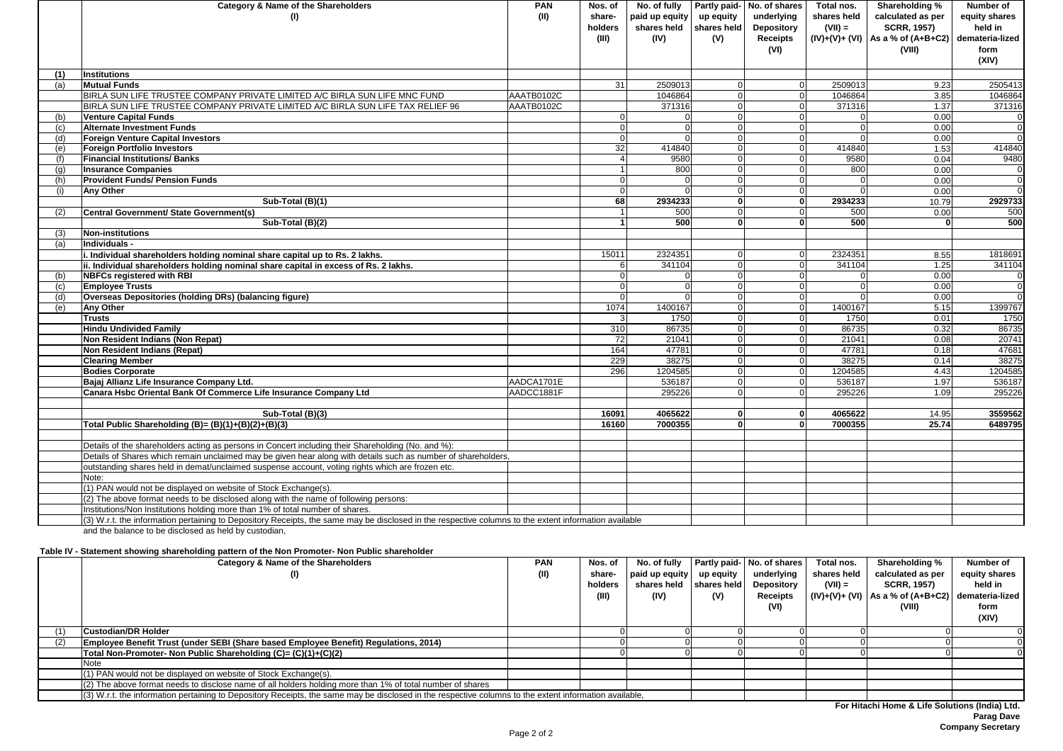| | Category & Name of the Shareholders (I) | PAN (II) | Nos. of share-holders (III) | No. of fully paid up equity shares held (IV) | Partly paid-up equity shares held (V) | No. of shares underlying Depository Receipts (VI) | Total nos. shares held (VII) = (IV)+(V)+ (VI) | Shareholding % calculated as per SCRR, 1957) As a % of (A+B+C2) (VIII) | Number of equity shares held in demateria-lized form (XIV) |
|---|---|---|---|---|---|---|---|---|---|
| (1) | **Institutions** | | | | | | | | |
| (a) | **Mutual Funds** | | 31 | 2509013 | 0 | 0 | 2509013 | 9.23 | 2505413 |
| | BIRLA SUN LIFE TRUSTEE COMPANY PRIVATE LIMITED A/C BIRLA SUN LIFE MNC FUND | AAATB0102C | | 1046864 | 0 | 0 | 1046864 | 3.85 | 1046864 |
| | BIRLA SUN LIFE TRUSTEE COMPANY PRIVATE LIMITED A/C BIRLA SUN LIFE TAX RELIEF 96 | AAATB0102C | | 371316 | 0 | 0 | 371316 | 1.37 | 371316 |
| (b) | **Venture Capital Funds** | | 0 | 0 | 0 | 0 | 0 | 0.00 | 0 |
| (c) | **Alternate Investment Funds** | | 0 | 0 | 0 | 0 | 0 | 0.00 | 0 |
| (d) | **Foreign Venture Capital Investors** | | 0 | 0 | 0 | 0 | 0 | 0.00 | 0 |
| (e) | **Foreign Portfolio Investors** | | 32 | 414840 | 0 | 0 | 414840 | 1.53 | 414840 |
| (f) | **Financial Institutions/ Banks** | | 4 | 9580 | 0 | 0 | 9580 | 0.04 | 9480 |
| (g) | **Insurance Companies** | | 1 | 800 | 0 | 0 | 800 | 0.00 | 0 |
| (h) | **Provident Funds/ Pension Funds** | | 0 | 0 | 0 | 0 | 0 | 0.00 | 0 |
| (i) | **Any Other** | | 0 | 0 | 0 | 0 | 0 | 0.00 | 0 |
| | **Sub-Total (B)(1)** | | **68** | **2934233** | **0** | **0** | **2934233** | 10.79 | **2929733** |
| (2) | **Central Government/ State Government(s)** | | 1 | 500 | 0 | 0 | 500 | 0.00 | 500 |
| | **Sub-Total (B)(2)** | | **1** | **500** | **0** | **0** | **500** | **0** | **500** |
| (3) | **Non-institutions** | | | | | | | | |
| (a) | **Individuals -** | | | | | | | | |
| | **i. Individual shareholders holding nominal share capital up to Rs. 2 lakhs.** | | 15011 | 2324351 | 0 | 0 | 2324351 | 8.55 | 1818691 |
| | **ii. Individual shareholders holding nominal share capital in excess of Rs. 2 lakhs.** | | 6 | 341104 | 0 | 0 | 341104 | 1.25 | 341104 |
| (b) | **NBFCs registered with RBI** | | 0 | 0 | 0 | 0 | 0 | 0.00 | 0 |
| (c) | **Employee Trusts** | | 0 | 0 | 0 | 0 | 0 | 0.00 | 0 |
| (d) | **Overseas Depositories (holding DRs) (balancing figure)** | | 0 | 0 | 0 | 0 | 0 | 0.00 | 0 |
| (e) | **Any Other** | | 1074 | 1400167 | 0 | 0 | 1400167 | 5.15 | 1399767 |
| | **Trusts** | | 3 | 1750 | 0 | 0 | 1750 | 0.01 | 1750 |
| | **Hindu Undivided Family** | | 310 | 86735 | 0 | 0 | 86735 | 0.32 | 86735 |
| | **Non Resident Indians (Non Repat)** | | 72 | 21041 | 0 | 0 | 21041 | 0.08 | 20741 |
| | **Non Resident Indians (Repat)** | | 164 | 47781 | 0 | 0 | 47781 | 0.18 | 47681 |
| | **Clearing Member** | | 229 | 38275 | 0 | 0 | 38275 | 0.14 | 38275 |
| | **Bodies Corporate** | | 296 | 1204585 | 0 | 0 | 1204585 | 4.43 | 1204585 |
| | **Bajaj Allianz Life Insurance Company Ltd.** | AADCA1701E | | 536187 | 0 | 0 | 536187 | 1.97 | 536187 |
| | **Canara Hsbc Oriental Bank Of Commerce Life Insurance Company Ltd** | AADCC1881F | | 295226 | 0 | 0 | 295226 | 1.09 | 295226 |
| | **Sub-Total (B)(3)** | | **16091** | **4065622** | **0** | **0** | **4065622** | 14.95 | **3559562** |
| | **Total Public Shareholding (B)= (B)(1)+(B)(2)+(B)(3)** | | **16160** | **7000355** | **0** | **0** | **7000355** | **25.74** | **6489795** |

Details of the shareholders acting as persons in Concert including their Shareholding (No. and %):

Details of Shares which remain unclaimed may be given hear along with details such as number of shareholders, outstanding shares held in demat/unclaimed suspense account, voting rights which are frozen etc.

Note:

(1) PAN would not be displayed on website of Stock Exchange(s).

(2) The above format needs to be disclosed along with the name of following persons:

Institutions/Non Institutions holding more than 1% of total number of shares.

(3) W.r.t. the information pertaining to Depository Receipts, the same may be disclosed in the respective columns to the extent information available and the balance to be disclosed as held by custodian,

**Table IV - Statement showing shareholding pattern of the Non Promoter- Non Public shareholder**

| | Category & Name of the Shareholders (I) | PAN (II) | Nos. of share-holders (III) | No. of fully paid up equity shares held (IV) | Partly paid-up equity shares held (V) | No. of shares underlying Depository Receipts (VI) | Total nos. shares held (VII) = (IV)+(V)+ (VI) | Shareholding % calculated as per SCRR, 1957) As a % of (A+B+C2) (VIII) | Number of equity shares held in demateria-lized form (XIV) |
|---|---|---|---|---|---|---|---|---|---|
| (1) | **Custodian/DR Holder** | | 0 | 0 | 0 | 0 | 0 | 0 | 0 |
| (2) | **Employee Benefit Trust (under SEBI (Share based Employee Benefit) Regulations, 2014)** | | 0 | 0 | 0 | 0 | 0 | 0 | 0 |
| | **Total Non-Promoter- Non Public Shareholding (C)= (C)(1)+(C)(2)** | | 0 | 0 | 0 | 0 | 0 | 0 | 0 |

Note

(1) PAN would not be displayed on website of Stock Exchange(s).

(2) The above format needs to disclose name of all holders holding more than 1% of total number of shares

(3) W.r.t. the information pertaining to Depository Receipts, the same may be disclosed in the respective columns to the extent information available,

**For Hitachi Home & Life Solutions (India) Ltd.**
**Parag Dave**
**Company Secretary**